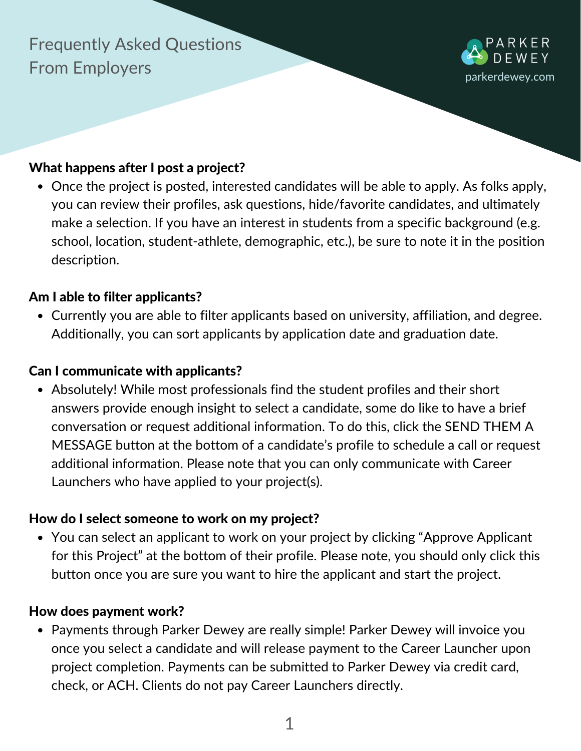# Frequently Asked Questions From Employers

PARKER DEWEY
parkerdewey.com

**What happens after I post a project?**

- Once the project is posted, interested candidates will be able to apply. As folks apply, you can review their profiles, ask questions, hide/favorite candidates, and ultimately make a selection. If you have an interest in students from a specific background (e.g. school, location, student-athlete, demographic, etc.), be sure to note it in the position description.

**Am I able to filter applicants?**

- Currently you are able to filter applicants based on university, affiliation, and degree. Additionally, you can sort applicants by application date and graduation date.

**Can I communicate with applicants?**

- Absolutely! While most professionals find the student profiles and their short answers provide enough insight to select a candidate, some do like to have a brief conversation or request additional information. To do this, click the SEND THEM A MESSAGE button at the bottom of a candidate's profile to schedule a call or request additional information. Please note that you can only communicate with Career Launchers who have applied to your project(s).

**How do I select someone to work on my project?**

- You can select an applicant to work on your project by clicking "Approve Applicant for this Project" at the bottom of their profile. Please note, you should only click this button once you are sure you want to hire the applicant and start the project.

**How does payment work?**

- Payments through Parker Dewey are really simple! Parker Dewey will invoice you once you select a candidate and will release payment to the Career Launcher upon project completion. Payments can be submitted to Parker Dewey via credit card, check, or ACH. Clients do not pay Career Launchers directly.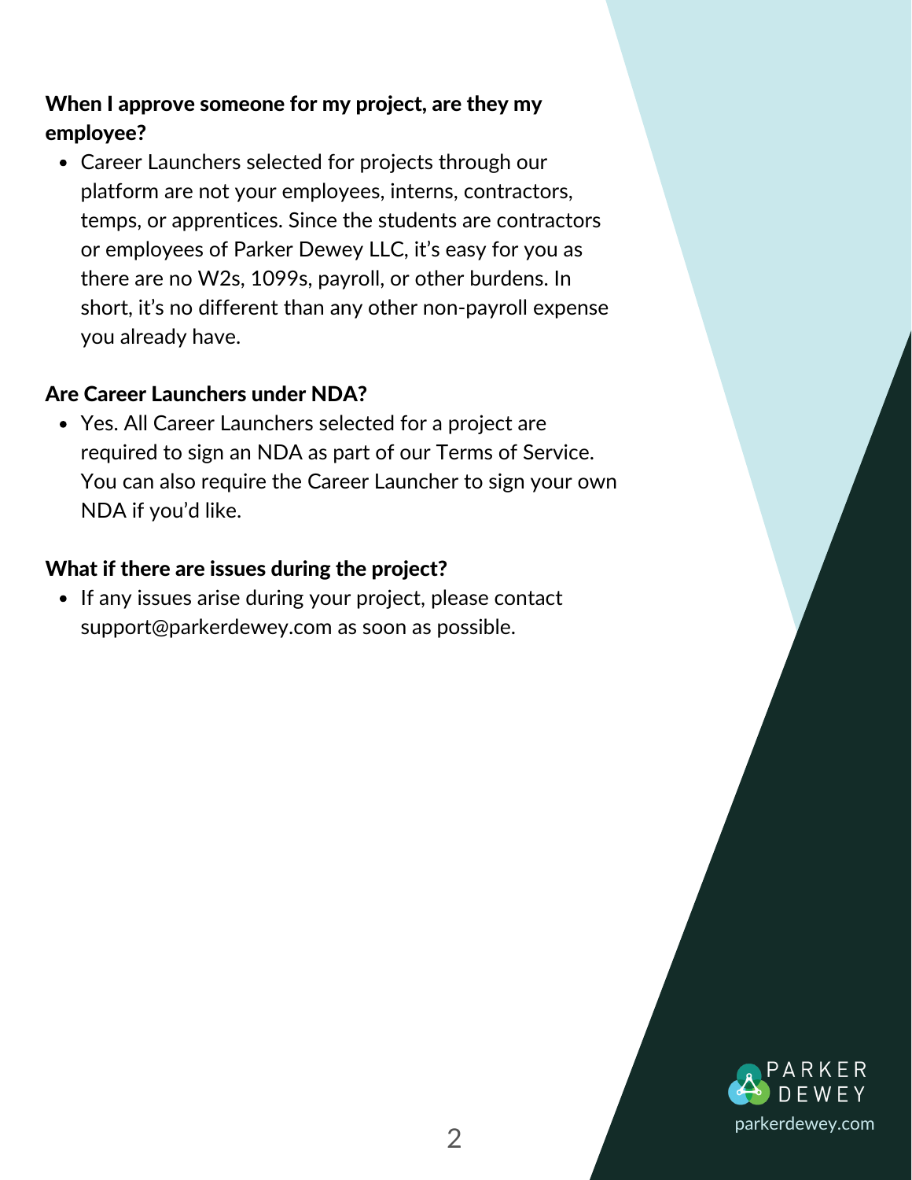### When I approve someone for my project, are they my employee?

- Career Launchers selected for projects through our platform are not your employees, interns, contractors, temps, or apprentices. Since the students are contractors or employees of Parker Dewey LLC, it's easy for you as there are no W2s, 1099s, payroll, or other burdens. In short, it's no different than any other non-payroll expense you already have.

### Are Career Launchers under NDA?

- Yes. All Career Launchers selected for a project are required to sign an NDA as part of our Terms of Service. You can also require the Career Launcher to sign your own NDA if you'd like.

### What if there are issues during the project?

- If any issues arise during your project, please contact support@parkerdewey.com as soon as possible.

PARKER DEWEY
parkerdewey.com